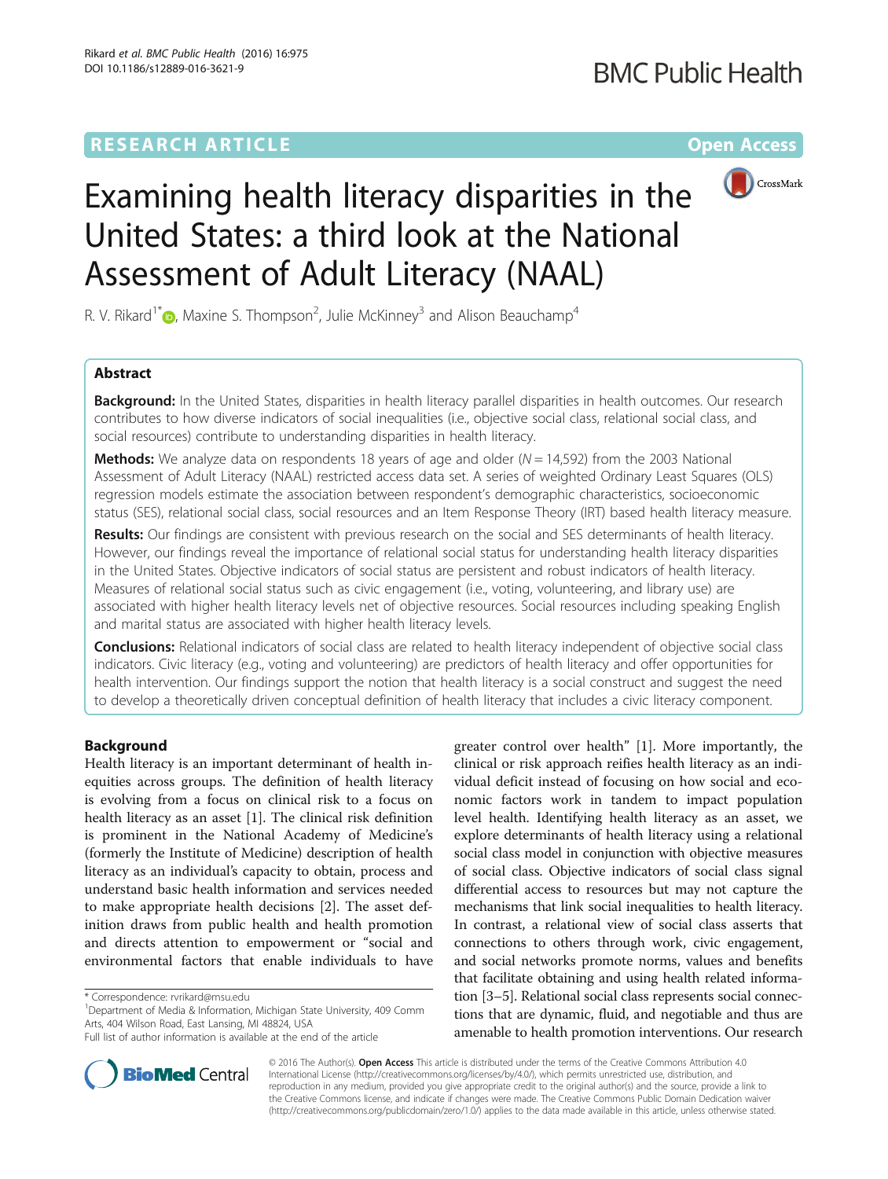RESEARCH ARTICLE

Open Access

# Examining health literacy disparities in the United States: a third look at the National Assessment of Adult Literacy (NAAL)

R. V. Rikard[1*], Maxine S. Thompson[2], Julie McKinney[3] and Alison Beauchamp[4]

## Abstract

**Background:** In the United States, disparities in health literacy parallel disparities in health outcomes. Our research contributes to how diverse indicators of social inequalities (i.e., objective social class, relational social class, and social resources) contribute to understanding disparities in health literacy.

**Methods:** We analyze data on respondents 18 years of age and older ($N = 14,592$) from the 2003 National Assessment of Adult Literacy (NAAL) restricted access data set. A series of weighted Ordinary Least Squares (OLS) regression models estimate the association between respondent's demographic characteristics, socioeconomic status (SES), relational social class, social resources and an Item Response Theory (IRT) based health literacy measure.

**Results:** Our findings are consistent with previous research on the social and SES determinants of health literacy. However, our findings reveal the importance of relational social status for understanding health literacy disparities in the United States. Objective indicators of social status are persistent and robust indicators of health literacy. Measures of relational social status such as civic engagement (i.e., voting, volunteering, and library use) are associated with higher health literacy levels net of objective resources. Social resources including speaking English and marital status are associated with higher health literacy levels.

**Conclusions:** Relational indicators of social class are related to health literacy independent of objective social class indicators. Civic literacy (e.g., voting and volunteering) are predictors of health literacy and offer opportunities for health intervention. Our findings support the notion that health literacy is a social construct and suggest the need to develop a theoretically driven conceptual definition of health literacy that includes a civic literacy component.

## Background

Health literacy is an important determinant of health inequities across groups. The definition of health literacy is evolving from a focus on clinical risk to a focus on health literacy as an asset [1]. The clinical risk definition is prominent in the National Academy of Medicine's (formerly the Institute of Medicine) description of health literacy as an individual's capacity to obtain, process and understand basic health information and services needed to make appropriate health decisions [2]. The asset definition draws from public health and health promotion and directs attention to empowerment or "social and environmental factors that enable individuals to have greater control over health" [1]. More importantly, the clinical or risk approach reifies health literacy as an individual deficit instead of focusing on how social and economic factors work in tandem to impact population level health. Identifying health literacy as an asset, we explore determinants of health literacy using a relational social class model in conjunction with objective measures of social class. Objective indicators of social class signal differential access to resources but may not capture the mechanisms that link social inequalities to health literacy. In contrast, a relational view of social class asserts that connections to others through work, civic engagement, and social networks promote norms, values and benefits that facilitate obtaining and using health related information [3–5]. Relational social class represents social connections that are dynamic, fluid, and negotiable and thus are amenable to health promotion interventions. Our research

\* Correspondence: rvrikard@msu.edu

[1]Department of Media & Information, Michigan State University, 409 Comm Arts, 404 Wilson Road, East Lansing, MI 48824, USA

Full list of author information is available at the end of the article

© 2016 The Author(s). **Open Access** This article is distributed under the terms of the Creative Commons Attribution 4.0 International License (http://creativecommons.org/licenses/by/4.0/), which permits unrestricted use, distribution, and reproduction in any medium, provided you give appropriate credit to the original author(s) and the source, provide a link to the Creative Commons license, and indicate if changes were made. The Creative Commons Public Domain Dedication waiver (http://creativecommons.org/publicdomain/zero/1.0/) applies to the data made available in this article, unless otherwise stated.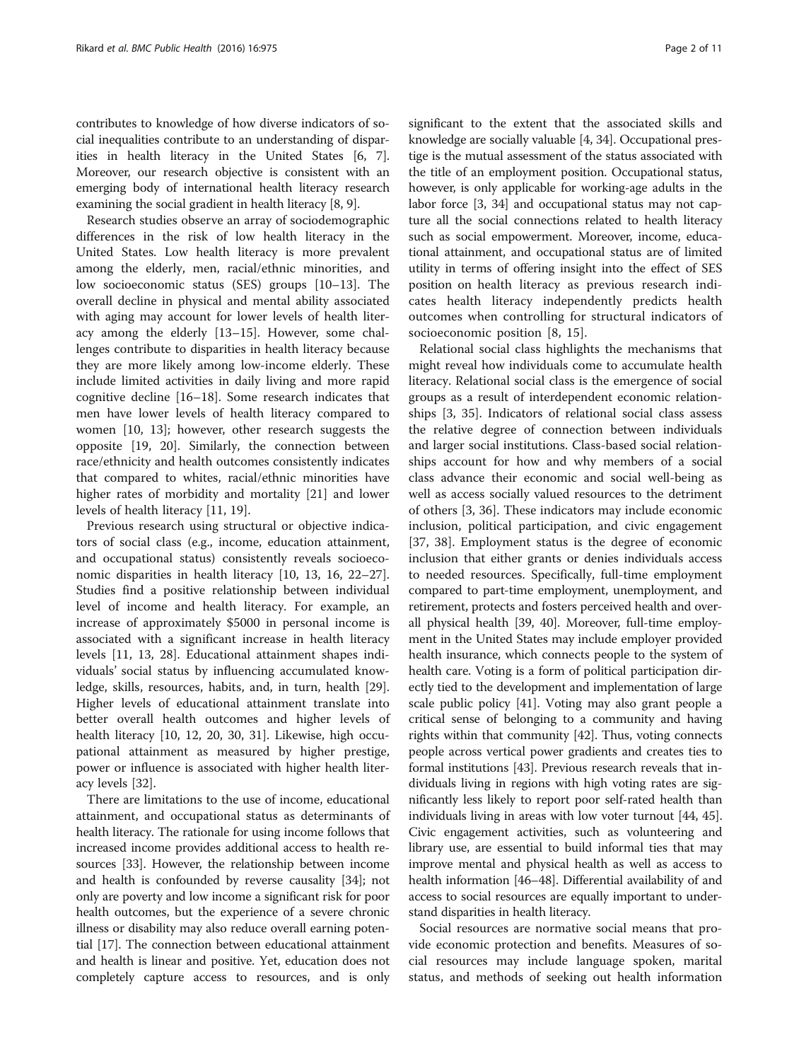contributes to knowledge of how diverse indicators of social inequalities contribute to an understanding of disparities in health literacy in the United States [6, 7]. Moreover, our research objective is consistent with an emerging body of international health literacy research examining the social gradient in health literacy [8, 9].

Research studies observe an array of sociodemographic differences in the risk of low health literacy in the United States. Low health literacy is more prevalent among the elderly, men, racial/ethnic minorities, and low socioeconomic status (SES) groups [10–13]. The overall decline in physical and mental ability associated with aging may account for lower levels of health literacy among the elderly [13–15]. However, some challenges contribute to disparities in health literacy because they are more likely among low-income elderly. These include limited activities in daily living and more rapid cognitive decline [16–18]. Some research indicates that men have lower levels of health literacy compared to women [10, 13]; however, other research suggests the opposite [19, 20]. Similarly, the connection between race/ethnicity and health outcomes consistently indicates that compared to whites, racial/ethnic minorities have higher rates of morbidity and mortality [21] and lower levels of health literacy [11, 19].

Previous research using structural or objective indicators of social class (e.g., income, education attainment, and occupational status) consistently reveals socioeconomic disparities in health literacy [10, 13, 16, 22–27]. Studies find a positive relationship between individual level of income and health literacy. For example, an increase of approximately $5000 in personal income is associated with a significant increase in health literacy levels [11, 13, 28]. Educational attainment shapes individuals' social status by influencing accumulated knowledge, skills, resources, habits, and, in turn, health [29]. Higher levels of educational attainment translate into better overall health outcomes and higher levels of health literacy [10, 12, 20, 30, 31]. Likewise, high occupational attainment as measured by higher prestige, power or influence is associated with higher health literacy levels [32].

There are limitations to the use of income, educational attainment, and occupational status as determinants of health literacy. The rationale for using income follows that increased income provides additional access to health resources [33]. However, the relationship between income and health is confounded by reverse causality [34]; not only are poverty and low income a significant risk for poor health outcomes, but the experience of a severe chronic illness or disability may also reduce overall earning potential [17]. The connection between educational attainment and health is linear and positive. Yet, education does not completely capture access to resources, and is only significant to the extent that the associated skills and knowledge are socially valuable [4, 34]. Occupational prestige is the mutual assessment of the status associated with the title of an employment position. Occupational status, however, is only applicable for working-age adults in the labor force [3, 34] and occupational status may not capture all the social connections related to health literacy such as social empowerment. Moreover, income, educational attainment, and occupational status are of limited utility in terms of offering insight into the effect of SES position on health literacy as previous research indicates health literacy independently predicts health outcomes when controlling for structural indicators of socioeconomic position [8, 15].

Relational social class highlights the mechanisms that might reveal how individuals come to accumulate health literacy. Relational social class is the emergence of social groups as a result of interdependent economic relationships [3, 35]. Indicators of relational social class assess the relative degree of connection between individuals and larger social institutions. Class-based social relationships account for how and why members of a social class advance their economic and social well-being as well as access socially valued resources to the detriment of others [3, 36]. These indicators may include economic inclusion, political participation, and civic engagement [37, 38]. Employment status is the degree of economic inclusion that either grants or denies individuals access to needed resources. Specifically, full-time employment compared to part-time employment, unemployment, and retirement, protects and fosters perceived health and overall physical health [39, 40]. Moreover, full-time employment in the United States may include employer provided health insurance, which connects people to the system of health care. Voting is a form of political participation directly tied to the development and implementation of large scale public policy [41]. Voting may also grant people a critical sense of belonging to a community and having rights within that community [42]. Thus, voting connects people across vertical power gradients and creates ties to formal institutions [43]. Previous research reveals that individuals living in regions with high voting rates are significantly less likely to report poor self-rated health than individuals living in areas with low voter turnout [44, 45]. Civic engagement activities, such as volunteering and library use, are essential to build informal ties that may improve mental and physical health as well as access to health information [46–48]. Differential availability of and access to social resources are equally important to understand disparities in health literacy.

Social resources are normative social means that provide economic protection and benefits. Measures of social resources may include language spoken, marital status, and methods of seeking out health information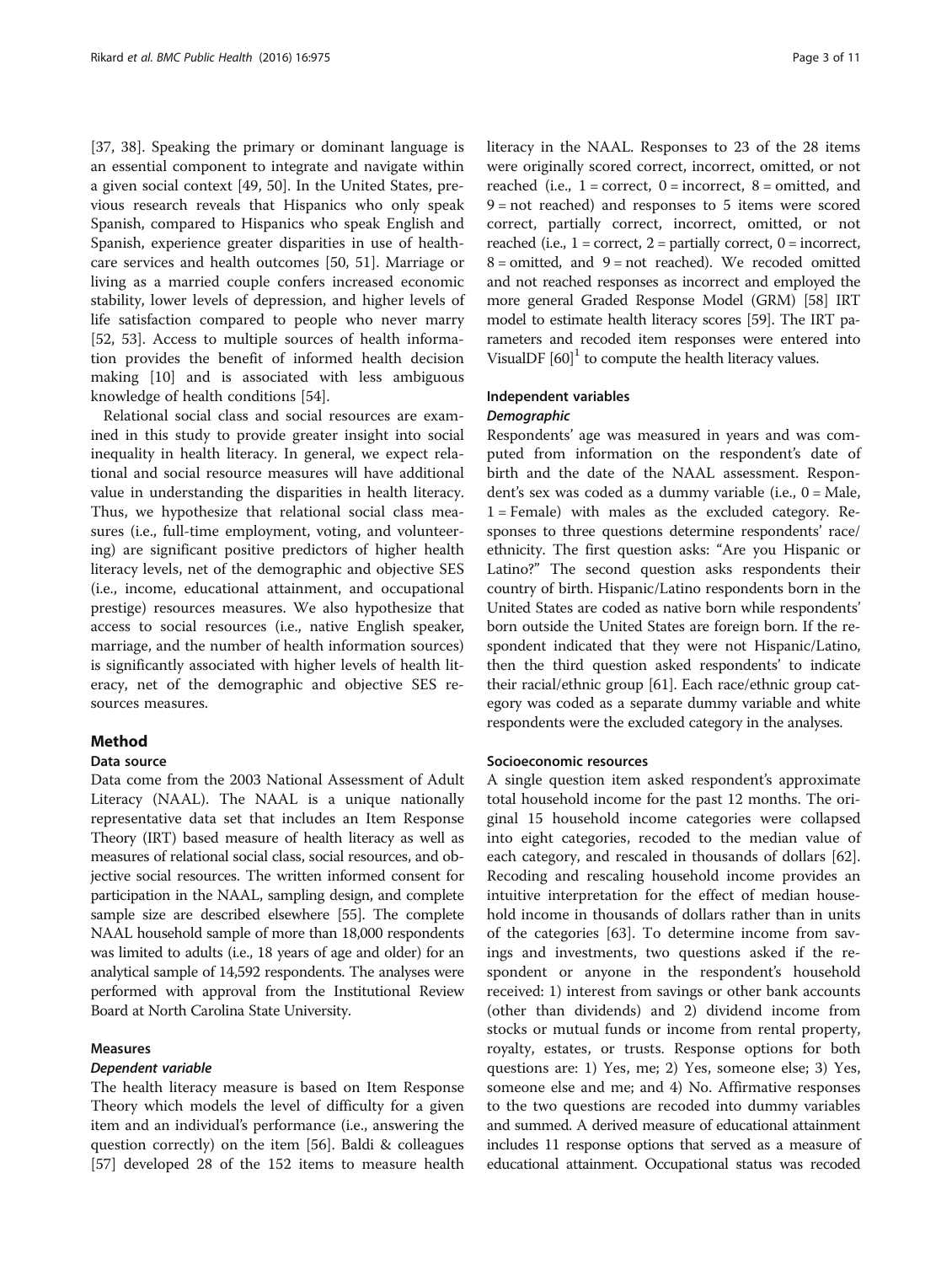[37, 38]. Speaking the primary or dominant language is an essential component to integrate and navigate within a given social context [49, 50]. In the United States, previous research reveals that Hispanics who only speak Spanish, compared to Hispanics who speak English and Spanish, experience greater disparities in use of healthcare services and health outcomes [50, 51]. Marriage or living as a married couple confers increased economic stability, lower levels of depression, and higher levels of life satisfaction compared to people who never marry [52, 53]. Access to multiple sources of health information provides the benefit of informed health decision making [10] and is associated with less ambiguous knowledge of health conditions [54].

Relational social class and social resources are examined in this study to provide greater insight into social inequality in health literacy. In general, we expect relational and social resource measures will have additional value in understanding the disparities in health literacy. Thus, we hypothesize that relational social class measures (i.e., full-time employment, voting, and volunteering) are significant positive predictors of higher health literacy levels, net of the demographic and objective SES (i.e., income, educational attainment, and occupational prestige) resources measures. We also hypothesize that access to social resources (i.e., native English speaker, marriage, and the number of health information sources) is significantly associated with higher levels of health literacy, net of the demographic and objective SES resources measures.

## Method

### Data source

Data come from the 2003 National Assessment of Adult Literacy (NAAL). The NAAL is a unique nationally representative data set that includes an Item Response Theory (IRT) based measure of health literacy as well as measures of relational social class, social resources, and objective social resources. The written informed consent for participation in the NAAL, sampling design, and complete sample size are described elsewhere [55]. The complete NAAL household sample of more than 18,000 respondents was limited to adults (i.e., 18 years of age and older) for an analytical sample of 14,592 respondents. The analyses were performed with approval from the Institutional Review Board at North Carolina State University.

### Measures

#### *Dependent variable*

The health literacy measure is based on Item Response Theory which models the level of difficulty for a given item and an individual's performance (i.e., answering the question correctly) on the item [56]. Baldi & colleagues [57] developed 28 of the 152 items to measure health literacy in the NAAL. Responses to 23 of the 28 items were originally scored correct, incorrect, omitted, or not reached (i.e., 1 = correct, 0 = incorrect, 8 = omitted, and 9 = not reached) and responses to 5 items were scored correct, partially correct, incorrect, omitted, or not reached (i.e., 1 = correct, 2 = partially correct, 0 = incorrect, 8 = omitted, and 9 = not reached). We recoded omitted and not reached responses as incorrect and employed the more general Graded Response Model (GRM) [58] IRT model to estimate health literacy scores [59]. The IRT parameters and recoded item responses were entered into VisualDF [60][1] to compute the health literacy values.

### Independent variables

#### *Demographic*

Respondents' age was measured in years and was computed from information on the respondent's date of birth and the date of the NAAL assessment. Respondent's sex was coded as a dummy variable (i.e., 0 = Male, 1 = Female) with males as the excluded category. Responses to three questions determine respondents' race/ethnicity. The first question asks: "Are you Hispanic or Latino?" The second question asks respondents their country of birth. Hispanic/Latino respondents born in the United States are coded as native born while respondents' born outside the United States are foreign born. If the respondent indicated that they were not Hispanic/Latino, then the third question asked respondents' to indicate their racial/ethnic group [61]. Each race/ethnic group category was coded as a separate dummy variable and white respondents were the excluded category in the analyses.

#### Socioeconomic resources

A single question item asked respondent's approximate total household income for the past 12 months. The original 15 household income categories were collapsed into eight categories, recoded to the median value of each category, and rescaled in thousands of dollars [62]. Recoding and rescaling household income provides an intuitive interpretation for the effect of median household income in thousands of dollars rather than in units of the categories [63]. To determine income from savings and investments, two questions asked if the respondent or anyone in the respondent's household received: 1) interest from savings or other bank accounts (other than dividends) and 2) dividend income from stocks or mutual funds or income from rental property, royalty, estates, or trusts. Response options for both questions are: 1) Yes, me; 2) Yes, someone else; 3) Yes, someone else and me; and 4) No. Affirmative responses to the two questions are recoded into dummy variables and summed. A derived measure of educational attainment includes 11 response options that served as a measure of educational attainment. Occupational status was recoded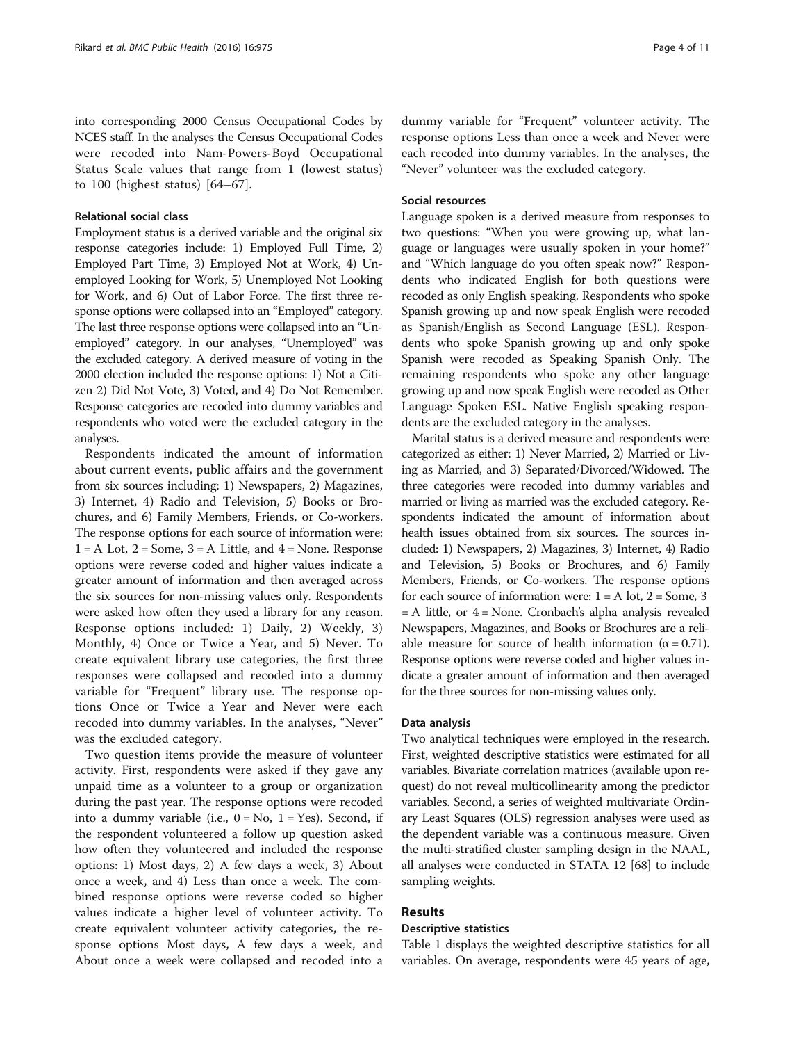into corresponding 2000 Census Occupational Codes by NCES staff. In the analyses the Census Occupational Codes were recoded into Nam-Powers-Boyd Occupational Status Scale values that range from 1 (lowest status) to 100 (highest status) [64–67].

#### Relational social class

Employment status is a derived variable and the original six response categories include: 1) Employed Full Time, 2) Employed Part Time, 3) Employed Not at Work, 4) Unemployed Looking for Work, 5) Unemployed Not Looking for Work, and 6) Out of Labor Force. The first three response options were collapsed into an "Employed" category. The last three response options were collapsed into an "Unemployed" category. In our analyses, "Unemployed" was the excluded category. A derived measure of voting in the 2000 election included the response options: 1) Not a Citizen 2) Did Not Vote, 3) Voted, and 4) Do Not Remember. Response categories are recoded into dummy variables and respondents who voted were the excluded category in the analyses.

Respondents indicated the amount of information about current events, public affairs and the government from six sources including: 1) Newspapers, 2) Magazines, 3) Internet, 4) Radio and Television, 5) Books or Brochures, and 6) Family Members, Friends, or Co-workers. The response options for each source of information were: 1 = A Lot, 2 = Some, 3 = A Little, and 4 = None. Response options were reverse coded and higher values indicate a greater amount of information and then averaged across the six sources for non-missing values only. Respondents were asked how often they used a library for any reason. Response options included: 1) Daily, 2) Weekly, 3) Monthly, 4) Once or Twice a Year, and 5) Never. To create equivalent library use categories, the first three responses were collapsed and recoded into a dummy variable for "Frequent" library use. The response options Once or Twice a Year and Never were each recoded into dummy variables. In the analyses, "Never" was the excluded category.

Two question items provide the measure of volunteer activity. First, respondents were asked if they gave any unpaid time as a volunteer to a group or organization during the past year. The response options were recoded into a dummy variable (i.e., 0 = No, 1 = Yes). Second, if the respondent volunteered a follow up question asked how often they volunteered and included the response options: 1) Most days, 2) A few days a week, 3) About once a week, and 4) Less than once a week. The combined response options were reverse coded so higher values indicate a higher level of volunteer activity. To create equivalent volunteer activity categories, the response options Most days, A few days a week, and About once a week were collapsed and recoded into a dummy variable for "Frequent" volunteer activity. The response options Less than once a week and Never were each recoded into dummy variables. In the analyses, the "Never" volunteer was the excluded category.

#### Social resources

Language spoken is a derived measure from responses to two questions: "When you were growing up, what language or languages were usually spoken in your home?" and "Which language do you often speak now?" Respondents who indicated English for both questions were recoded as only English speaking. Respondents who spoke Spanish growing up and now speak English were recoded as Spanish/English as Second Language (ESL). Respondents who spoke Spanish growing up and only spoke Spanish were recoded as Speaking Spanish Only. The remaining respondents who spoke any other language growing up and now speak English were recoded as Other Language Spoken ESL. Native English speaking respondents are the excluded category in the analyses.

Marital status is a derived measure and respondents were categorized as either: 1) Never Married, 2) Married or Living as Married, and 3) Separated/Divorced/Widowed. The three categories were recoded into dummy variables and married or living as married was the excluded category. Respondents indicated the amount of information about health issues obtained from six sources. The sources included: 1) Newspapers, 2) Magazines, 3) Internet, 4) Radio and Television, 5) Books or Brochures, and 6) Family Members, Friends, or Co-workers. The response options for each source of information were: 1 = A lot, 2 = Some, 3 = A little, or 4 = None. Cronbach's alpha analysis revealed Newspapers, Magazines, and Books or Brochures are a reliable measure for source of health information ($\alpha = 0.71$). Response options were reverse coded and higher values indicate a greater amount of information and then averaged for the three sources for non-missing values only.

#### Data analysis

Two analytical techniques were employed in the research. First, weighted descriptive statistics were estimated for all variables. Bivariate correlation matrices (available upon request) do not reveal multicollinearity among the predictor variables. Second, a series of weighted multivariate Ordinary Least Squares (OLS) regression analyses were used as the dependent variable was a continuous measure. Given the multi-stratified cluster sampling design in the NAAL, all analyses were conducted in STATA 12 [68] to include sampling weights.

## Results

### Descriptive statistics

Table 1 displays the weighted descriptive statistics for all variables. On average, respondents were 45 years of age,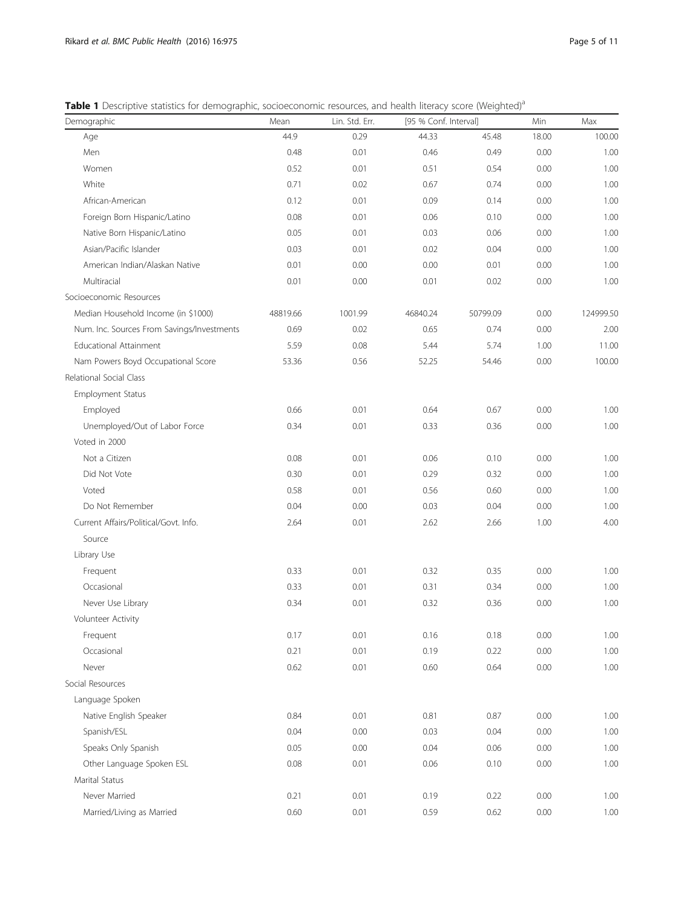**Table 1** Descriptive statistics for demographic, socioeconomic resources, and health literacy score (Weighted)[a]

| Demographic | Mean | Lin. Std. Err. | [95 % Conf. Interval] | | Min | Max |
|---|---|---|---|---|---|---|
| Age | 44.9 | 0.29 | 44.33 | 45.48 | 18.00 | 100.00 |
| Men | 0.48 | 0.01 | 0.46 | 0.49 | 0.00 | 1.00 |
| Women | 0.52 | 0.01 | 0.51 | 0.54 | 0.00 | 1.00 |
| White | 0.71 | 0.02 | 0.67 | 0.74 | 0.00 | 1.00 |
| African-American | 0.12 | 0.01 | 0.09 | 0.14 | 0.00 | 1.00 |
| Foreign Born Hispanic/Latino | 0.08 | 0.01 | 0.06 | 0.10 | 0.00 | 1.00 |
| Native Born Hispanic/Latino | 0.05 | 0.01 | 0.03 | 0.06 | 0.00 | 1.00 |
| Asian/Pacific Islander | 0.03 | 0.01 | 0.02 | 0.04 | 0.00 | 1.00 |
| American Indian/Alaskan Native | 0.01 | 0.00 | 0.00 | 0.01 | 0.00 | 1.00 |
| Multiracial | 0.01 | 0.00 | 0.01 | 0.02 | 0.00 | 1.00 |
| Socioeconomic Resources | | | | | | |
| Median Household Income (in $1000) | 48819.66 | 1001.99 | 46840.24 | 50799.09 | 0.00 | 124999.50 |
| Num. Inc. Sources From Savings/Investments | 0.69 | 0.02 | 0.65 | 0.74 | 0.00 | 2.00 |
| Educational Attainment | 5.59 | 0.08 | 5.44 | 5.74 | 1.00 | 11.00 |
| Nam Powers Boyd Occupational Score | 53.36 | 0.56 | 52.25 | 54.46 | 0.00 | 100.00 |
| Relational Social Class | | | | | | |
| Employment Status | | | | | | |
| Employed | 0.66 | 0.01 | 0.64 | 0.67 | 0.00 | 1.00 |
| Unemployed/Out of Labor Force | 0.34 | 0.01 | 0.33 | 0.36 | 0.00 | 1.00 |
| Voted in 2000 | | | | | | |
| Not a Citizen | 0.08 | 0.01 | 0.06 | 0.10 | 0.00 | 1.00 |
| Did Not Vote | 0.30 | 0.01 | 0.29 | 0.32 | 0.00 | 1.00 |
| Voted | 0.58 | 0.01 | 0.56 | 0.60 | 0.00 | 1.00 |
| Do Not Remember | 0.04 | 0.00 | 0.03 | 0.04 | 0.00 | 1.00 |
| Current Affairs/Political/Govt. Info. Source | 2.64 | 0.01 | 2.62 | 2.66 | 1.00 | 4.00 |
| Library Use | | | | | | |
| Frequent | 0.33 | 0.01 | 0.32 | 0.35 | 0.00 | 1.00 |
| Occasional | 0.33 | 0.01 | 0.31 | 0.34 | 0.00 | 1.00 |
| Never Use Library | 0.34 | 0.01 | 0.32 | 0.36 | 0.00 | 1.00 |
| Volunteer Activity | | | | | | |
| Frequent | 0.17 | 0.01 | 0.16 | 0.18 | 0.00 | 1.00 |
| Occasional | 0.21 | 0.01 | 0.19 | 0.22 | 0.00 | 1.00 |
| Never | 0.62 | 0.01 | 0.60 | 0.64 | 0.00 | 1.00 |
| Social Resources | | | | | | |
| Language Spoken | | | | | | |
| Native English Speaker | 0.84 | 0.01 | 0.81 | 0.87 | 0.00 | 1.00 |
| Spanish/ESL | 0.04 | 0.00 | 0.03 | 0.04 | 0.00 | 1.00 |
| Speaks Only Spanish | 0.05 | 0.00 | 0.04 | 0.06 | 0.00 | 1.00 |
| Other Language Spoken ESL | 0.08 | 0.01 | 0.06 | 0.10 | 0.00 | 1.00 |
| Marital Status | | | | | | |
| Never Married | 0.21 | 0.01 | 0.19 | 0.22 | 0.00 | 1.00 |
| Married/Living as Married | 0.60 | 0.01 | 0.59 | 0.62 | 0.00 | 1.00 |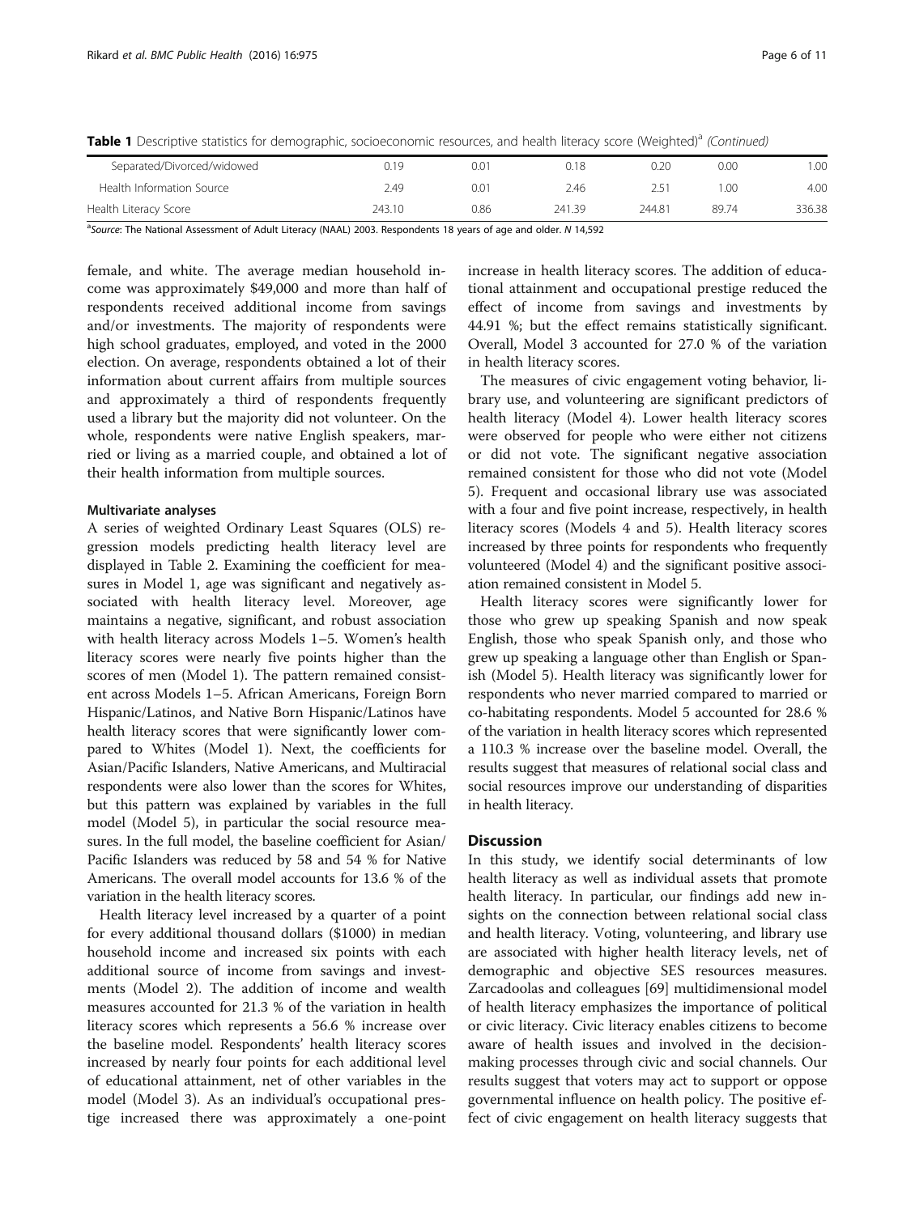**Table 1** Descriptive statistics for demographic, socioeconomic resources, and health literacy score (Weighted)[a] *(Continued)*

| | | | | | | |
|---|---|---|---|---|---|---|
| Separated/Divorced/widowed | 0.19 | 0.01 | 0.18 | 0.20 | 0.00 | 1.00 |
| Health Information Source | 2.49 | 0.01 | 2.46 | 2.51 | 1.00 | 4.00 |
| Health Literacy Score | 243.10 | 0.86 | 241.39 | 244.81 | 89.74 | 336.38 |

[a]*Source*: The National Assessment of Adult Literacy (NAAL) 2003. Respondents 18 years of age and older. *N* 14,592

female, and white. The average median household income was approximately $49,000 and more than half of respondents received additional income from savings and/or investments. The majority of respondents were high school graduates, employed, and voted in the 2000 election. On average, respondents obtained a lot of their information about current affairs from multiple sources and approximately a third of respondents frequently used a library but the majority did not volunteer. On the whole, respondents were native English speakers, married or living as a married couple, and obtained a lot of their health information from multiple sources.

#### Multivariate analyses

A series of weighted Ordinary Least Squares (OLS) regression models predicting health literacy level are displayed in Table 2. Examining the coefficient for measures in Model 1, age was significant and negatively associated with health literacy level. Moreover, age maintains a negative, significant, and robust association with health literacy across Models 1–5. Women's health literacy scores were nearly five points higher than the scores of men (Model 1). The pattern remained consistent across Models 1–5. African Americans, Foreign Born Hispanic/Latinos, and Native Born Hispanic/Latinos have health literacy scores that were significantly lower compared to Whites (Model 1). Next, the coefficients for Asian/Pacific Islanders, Native Americans, and Multiracial respondents were also lower than the scores for Whites, but this pattern was explained by variables in the full model (Model 5), in particular the social resource measures. In the full model, the baseline coefficient for Asian/Pacific Islanders was reduced by 58 and 54 % for Native Americans. The overall model accounts for 13.6 % of the variation in the health literacy scores.

Health literacy level increased by a quarter of a point for every additional thousand dollars ($1000) in median household income and increased six points with each additional source of income from savings and investments (Model 2). The addition of income and wealth measures accounted for 21.3 % of the variation in health literacy scores which represents a 56.6 % increase over the baseline model. Respondents' health literacy scores increased by nearly four points for each additional level of educational attainment, net of other variables in the model (Model 3). As an individual's occupational prestige increased there was approximately a one-point increase in health literacy scores. The addition of educational attainment and occupational prestige reduced the effect of income from savings and investments by 44.91 %; but the effect remains statistically significant. Overall, Model 3 accounted for 27.0 % of the variation in health literacy scores.

The measures of civic engagement voting behavior, library use, and volunteering are significant predictors of health literacy (Model 4). Lower health literacy scores were observed for people who were either not citizens or did not vote. The significant negative association remained consistent for those who did not vote (Model 5). Frequent and occasional library use was associated with a four and five point increase, respectively, in health literacy scores (Models 4 and 5). Health literacy scores increased by three points for respondents who frequently volunteered (Model 4) and the significant positive association remained consistent in Model 5.

Health literacy scores were significantly lower for those who grew up speaking Spanish and now speak English, those who speak Spanish only, and those who grew up speaking a language other than English or Spanish (Model 5). Health literacy was significantly lower for respondents who never married compared to married or co-habitating respondents. Model 5 accounted for 28.6 % of the variation in health literacy scores which represented a 110.3 % increase over the baseline model. Overall, the results suggest that measures of relational social class and social resources improve our understanding of disparities in health literacy.

## Discussion

In this study, we identify social determinants of low health literacy as well as individual assets that promote health literacy. In particular, our findings add new insights on the connection between relational social class and health literacy. Voting, volunteering, and library use are associated with higher health literacy levels, net of demographic and objective SES resources measures. Zarcadoolas and colleagues [69] multidimensional model of health literacy emphasizes the importance of political or civic literacy. Civic literacy enables citizens to become aware of health issues and involved in the decision-making processes through civic and social channels. Our results suggest that voters may act to support or oppose governmental influence on health policy. The positive effect of civic engagement on health literacy suggests that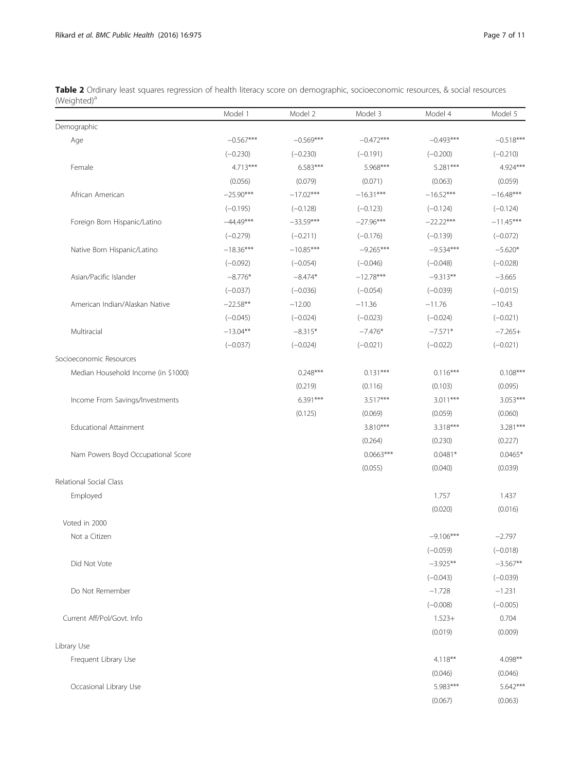**Table 2** Ordinary least squares regression of health literacy score on demographic, socioeconomic resources, & social resources (Weighted)[a]

| | Model 1 | Model 2 | Model 3 | Model 4 | Model 5 |
|---|---|---|---|---|---|
| Demographic | | | | | |
| Age | −0.567*** | −0.569*** | −0.472*** | −0.493*** | −0.518*** |
| | (−0.230) | (−0.230) | (−0.191) | (−0.200) | (−0.210) |
| Female | 4.713*** | 6.583*** | 5.968*** | 5.281*** | 4.924*** |
| | (0.056) | (0.079) | (0.071) | (0.063) | (0.059) |
| African American | −25.90*** | −17.02*** | −16.31*** | −16.52*** | −16.48*** |
| | (−0.195) | (−0.128) | (−0.123) | (−0.124) | (−0.124) |
| Foreign Born Hispanic/Latino | −44.49*** | −33.59*** | −27.96*** | −22.22*** | −11.45*** |
| | (−0.279) | (−0.211) | (−0.176) | (−0.139) | (−0.072) |
| Native Born Hispanic/Latino | −18.36*** | −10.85*** | −9.265*** | −9.534*** | −5.620* |
| | (−0.092) | (−0.054) | (−0.046) | (−0.048) | (−0.028) |
| Asian/Pacific Islander | −8.776* | −8.474* | −12.78*** | −9.313** | −3.665 |
| | (−0.037) | (−0.036) | (−0.054) | (−0.039) | (−0.015) |
| American Indian/Alaskan Native | −22.58** | −12.00 | −11.36 | −11.76 | −10.43 |
| | (−0.045) | (−0.024) | (−0.023) | (−0.024) | (−0.021) |
| Multiracial | −13.04** | −8.315* | −7.476* | −7.571* | −7.265+ |
| | (−0.037) | (−0.024) | (−0.021) | (−0.022) | (−0.021) |
| Socioeconomic Resources | | | | | |
| Median Household Income (in $1000) | | 0.248*** | 0.131*** | 0.116*** | 0.108*** |
| | | (0.219) | (0.116) | (0.103) | (0.095) |
| Income From Savings/Investments | | 6.391*** | 3.517*** | 3.011*** | 3.053*** |
| | | (0.125) | (0.069) | (0.059) | (0.060) |
| Educational Attainment | | | 3.810*** | 3.318*** | 3.281*** |
| | | | (0.264) | (0.230) | (0.227) |
| Nam Powers Boyd Occupational Score | | | 0.0663*** | 0.0481* | 0.0465* |
| | | | (0.055) | (0.040) | (0.039) |
| Relational Social Class | | | | | |
| Employed | | | | 1.757 | 1.437 |
| | | | | (0.020) | (0.016) |
| Voted in 2000 | | | | | |
| Not a Citizen | | | | −9.106*** | −2.797 |
| | | | | (−0.059) | (−0.018) |
| Did Not Vote | | | | −3.925** | −3.567** |
| | | | | (−0.043) | (−0.039) |
| Do Not Remember | | | | −1.728 | −1.231 |
| | | | | (−0.008) | (−0.005) |
| Current Aff/Pol/Govt. Info | | | | 1.523+ | 0.704 |
| | | | | (0.019) | (0.009) |
| Library Use | | | | | |
| Frequent Library Use | | | | 4.118** | 4.098** |
| | | | | (0.046) | (0.046) |
| Occasional Library Use | | | | 5.983*** | 5.642*** |
| | | | | (0.067) | (0.063) |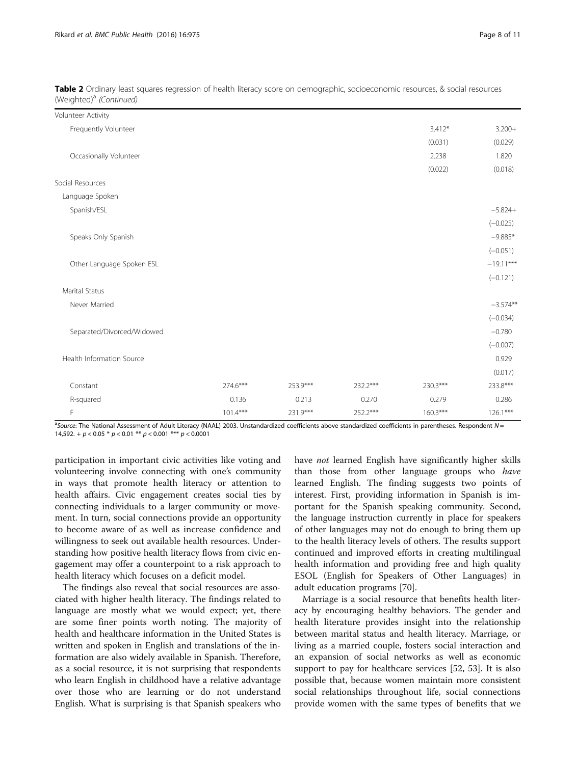**Table 2** Ordinary least squares regression of health literacy score on demographic, socioeconomic resources, & social resources (Weighted)[a] *(Continued)*

| | Model 1 | Model 2 | Model 3 | Model 4 | Model 5 |
|---|---|---|---|---|---|
| Volunteer Activity | | | | | |
| Frequently Volunteer | | | | 3.412* | 3.200+ |
| | | | | (0.031) | (0.029) |
| Occasionally Volunteer | | | | 2.238 | 1.820 |
| | | | | (0.022) | (0.018) |
| Social Resources | | | | | |
| Language Spoken | | | | | |
| Spanish/ESL | | | | | −5.824+ |
| | | | | | (−0.025) |
| Speaks Only Spanish | | | | | −9.885* |
| | | | | | (−0.051) |
| Other Language Spoken ESL | | | | | −19.11*** |
| | | | | | (−0.121) |
| Marital Status | | | | | |
| Never Married | | | | | −3.574** |
| | | | | | (−0.034) |
| Separated/Divorced/Widowed | | | | | −0.780 |
| | | | | | (−0.007) |
| Health Information Source | | | | | 0.929 |
| | | | | | (0.017) |
| Constant | 274.6*** | 253.9*** | 232.2*** | 230.3*** | 233.8*** |
| R-squared | 0.136 | 0.213 | 0.270 | 0.279 | 0.286 |
| F | 101.4*** | 231.9*** | 252.2*** | 160.3*** | 126.1*** |

[a]*Source*: The National Assessment of Adult Literacy (NAAL) 2003. Unstandardized coefficients above standardized coefficients in parentheses. Respondent $N$ = 14,592. + $p < 0.05$ * $p < 0.01$ ** $p < 0.001$ *** $p < 0.0001$

participation in important civic activities like voting and volunteering involve connecting with one's community in ways that promote health literacy or attention to health affairs. Civic engagement creates social ties by connecting individuals to a larger community or movement. In turn, social connections provide an opportunity to become aware of as well as increase confidence and willingness to seek out available health resources. Understanding how positive health literacy flows from civic engagement may offer a counterpoint to a risk approach to health literacy which focuses on a deficit model.

The findings also reveal that social resources are associated with higher health literacy. The findings related to language are mostly what we would expect; yet, there are some finer points worth noting. The majority of health and healthcare information in the United States is written and spoken in English and translations of the information are also widely available in Spanish. Therefore, as a social resource, it is not surprising that respondents who learn English in childhood have a relative advantage over those who are learning or do not understand English. What is surprising is that Spanish speakers who have *not* learned English have significantly higher skills than those from other language groups who *have* learned English. The finding suggests two points of interest. First, providing information in Spanish is important for the Spanish speaking community. Second, the language instruction currently in place for speakers of other languages may not do enough to bring them up to the health literacy levels of others. The results support continued and improved efforts in creating multilingual health information and providing free and high quality ESOL (English for Speakers of Other Languages) in adult education programs [70].

Marriage is a social resource that benefits health literacy by encouraging healthy behaviors. The gender and health literature provides insight into the relationship between marital status and health literacy. Marriage, or living as a married couple, fosters social interaction and an expansion of social networks as well as economic support to pay for healthcare services [52, 53]. It is also possible that, because women maintain more consistent social relationships throughout life, social connections provide women with the same types of benefits that we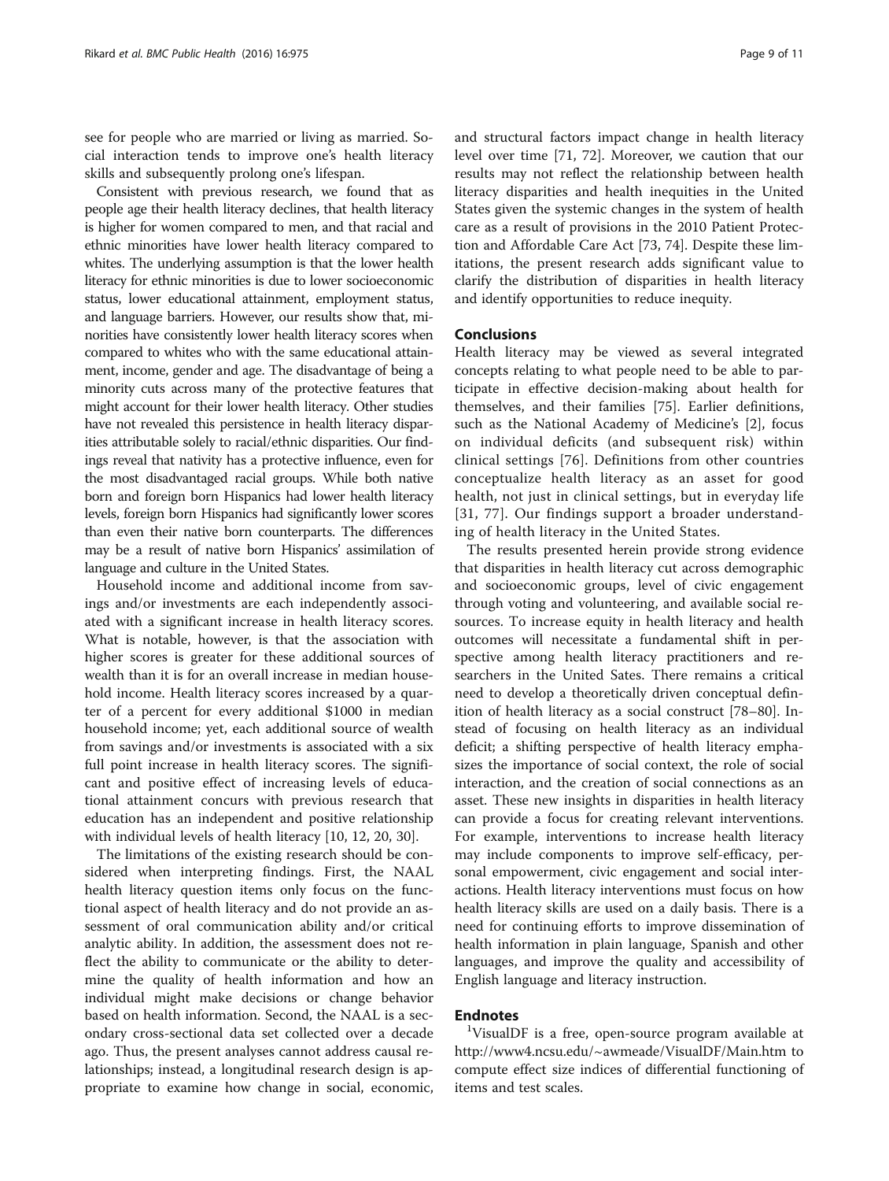see for people who are married or living as married. Social interaction tends to improve one's health literacy skills and subsequently prolong one's lifespan.

Consistent with previous research, we found that as people age their health literacy declines, that health literacy is higher for women compared to men, and that racial and ethnic minorities have lower health literacy compared to whites. The underlying assumption is that the lower health literacy for ethnic minorities is due to lower socioeconomic status, lower educational attainment, employment status, and language barriers. However, our results show that, minorities have consistently lower health literacy scores when compared to whites who with the same educational attainment, income, gender and age. The disadvantage of being a minority cuts across many of the protective features that might account for their lower health literacy. Other studies have not revealed this persistence in health literacy disparities attributable solely to racial/ethnic disparities. Our findings reveal that nativity has a protective influence, even for the most disadvantaged racial groups. While both native born and foreign born Hispanics had lower health literacy levels, foreign born Hispanics had significantly lower scores than even their native born counterparts. The differences may be a result of native born Hispanics' assimilation of language and culture in the United States.

Household income and additional income from savings and/or investments are each independently associated with a significant increase in health literacy scores. What is notable, however, is that the association with higher scores is greater for these additional sources of wealth than it is for an overall increase in median household income. Health literacy scores increased by a quarter of a percent for every additional \$1000 in median household income; yet, each additional source of wealth from savings and/or investments is associated with a six full point increase in health literacy scores. The significant and positive effect of increasing levels of educational attainment concurs with previous research that education has an independent and positive relationship with individual levels of health literacy [10, 12, 20, 30].

The limitations of the existing research should be considered when interpreting findings. First, the NAAL health literacy question items only focus on the functional aspect of health literacy and do not provide an assessment of oral communication ability and/or critical analytic ability. In addition, the assessment does not reflect the ability to communicate or the ability to determine the quality of health information and how an individual might make decisions or change behavior based on health information. Second, the NAAL is a secondary cross-sectional data set collected over a decade ago. Thus, the present analyses cannot address causal relationships; instead, a longitudinal research design is appropriate to examine how change in social, economic, and structural factors impact change in health literacy level over time [71, 72]. Moreover, we caution that our results may not reflect the relationship between health literacy disparities and health inequities in the United States given the systemic changes in the system of health care as a result of provisions in the 2010 Patient Protection and Affordable Care Act [73, 74]. Despite these limitations, the present research adds significant value to clarify the distribution of disparities in health literacy and identify opportunities to reduce inequity.

## Conclusions

Health literacy may be viewed as several integrated concepts relating to what people need to be able to participate in effective decision-making about health for themselves, and their families [75]. Earlier definitions, such as the National Academy of Medicine's [2], focus on individual deficits (and subsequent risk) within clinical settings [76]. Definitions from other countries conceptualize health literacy as an asset for good health, not just in clinical settings, but in everyday life [31, 77]. Our findings support a broader understanding of health literacy in the United States.

The results presented herein provide strong evidence that disparities in health literacy cut across demographic and socioeconomic groups, level of civic engagement through voting and volunteering, and available social resources. To increase equity in health literacy and health outcomes will necessitate a fundamental shift in perspective among health literacy practitioners and researchers in the United Sates. There remains a critical need to develop a theoretically driven conceptual definition of health literacy as a social construct [78–80]. Instead of focusing on health literacy as an individual deficit; a shifting perspective of health literacy emphasizes the importance of social context, the role of social interaction, and the creation of social connections as an asset. These new insights in disparities in health literacy can provide a focus for creating relevant interventions. For example, interventions to increase health literacy may include components to improve self-efficacy, personal empowerment, civic engagement and social interactions. Health literacy interventions must focus on how health literacy skills are used on a daily basis. There is a need for continuing efforts to improve dissemination of health information in plain language, Spanish and other languages, and improve the quality and accessibility of English language and literacy instruction.

## Endnotes

[1]VisualDF is a free, open-source program available at http://www4.ncsu.edu/~awmeade/VisualDF/Main.htm to compute effect size indices of differential functioning of items and test scales.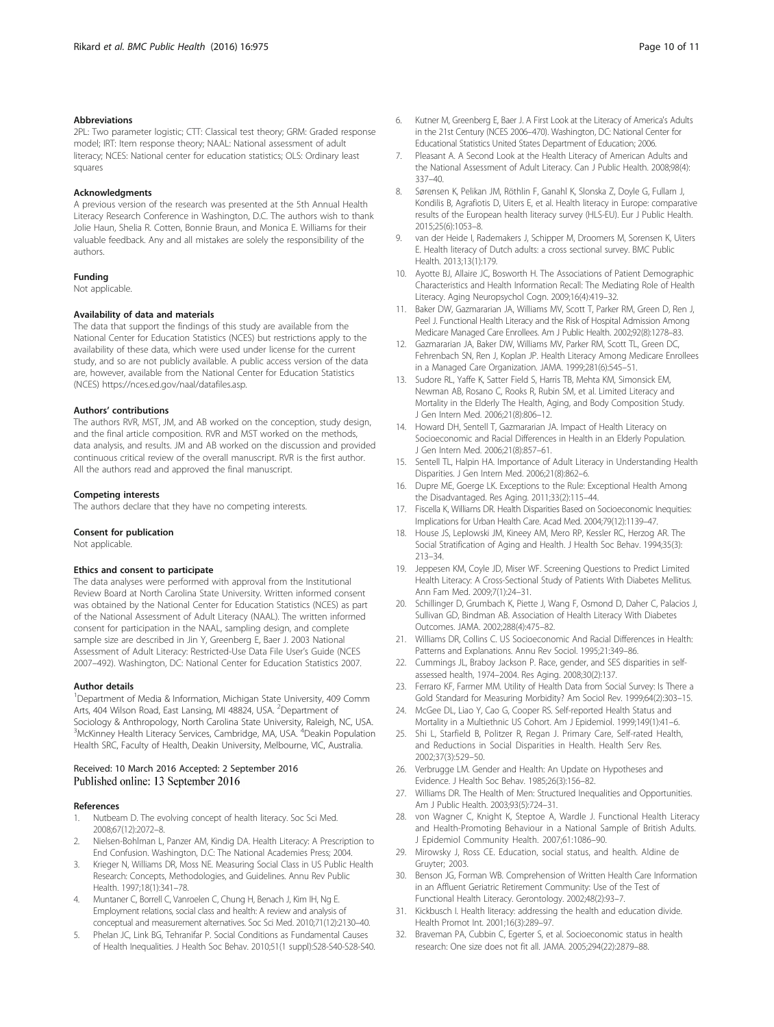### Abbreviations

2PL: Two parameter logistic; CTT: Classical test theory; GRM: Graded response model; IRT: Item response theory; NAAL: National assessment of adult literacy; NCES: National center for education statistics; OLS: Ordinary least squares

### Acknowledgments

A previous version of the research was presented at the 5th Annual Health Literacy Research Conference in Washington, D.C. The authors wish to thank Jolie Haun, Shelia R. Cotten, Bonnie Braun, and Monica E. Williams for their valuable feedback. Any and all mistakes are solely the responsibility of the authors.

### Funding

Not applicable.

### Availability of data and materials

The data that support the findings of this study are available from the National Center for Education Statistics (NCES) but restrictions apply to the availability of these data, which were used under license for the current study, and so are not publicly available. A public access version of the data are, however, available from the National Center for Education Statistics (NCES) https://nces.ed.gov/naal/datafiles.asp.

### Authors' contributions

The authors RVR, MST, JM, and AB worked on the conception, study design, and the final article composition. RVR and MST worked on the methods, data analysis, and results. JM and AB worked on the discussion and provided continuous critical review of the overall manuscript. RVR is the first author. All the authors read and approved the final manuscript.

### Competing interests

The authors declare that they have no competing interests.

### Consent for publication

Not applicable.

### Ethics and consent to participate

The data analyses were performed with approval from the Institutional Review Board at North Carolina State University. Written informed consent was obtained by the National Center for Education Statistics (NCES) as part of the National Assessment of Adult Literacy (NAAL). The written informed consent for participation in the NAAL, sampling design, and complete sample size are described in Jin Y, Greenberg E, Baer J. 2003 National Assessment of Adult Literacy: Restricted-Use Data File User's Guide (NCES 2007–492). Washington, DC: National Center for Education Statistics 2007.

### Author details

[1]Department of Media & Information, Michigan State University, 409 Comm Arts, 404 Wilson Road, East Lansing, MI 48824, USA. [2]Department of Sociology & Anthropology, North Carolina State University, Raleigh, NC, USA. [3]McKinney Health Literacy Services, Cambridge, MA, USA. [4]Deakin Population Health SRC, Faculty of Health, Deakin University, Melbourne, VIC, Australia.

Received: 10 March 2016 Accepted: 2 September 2016
Published online: 13 September 2016

### References

1. Nutbeam D. The evolving concept of health literacy. Soc Sci Med. 2008;67(12):2072–8.
2. Nielsen-Bohlman L, Panzer AM, Kindig DA. Health Literacy: A Prescription to End Confusion. Washington, D.C: The National Academies Press; 2004.
3. Krieger N, Williams DR, Moss NE. Measuring Social Class in US Public Health Research: Concepts, Methodologies, and Guidelines. Annu Rev Public Health. 1997;18(1):341–78.
4. Muntaner C, Borrell C, Vanroelen C, Chung H, Benach J, Kim IH, Ng E. Employment relations, social class and health: A review and analysis of conceptual and measurement alternatives. Soc Sci Med. 2010;71(12):2130–40.
5. Phelan JC, Link BG, Tehranifar P. Social Conditions as Fundamental Causes of Health Inequalities. J Health Soc Behav. 2010;51(1 suppl):S28-S40-S28-S40.
6. Kutner M, Greenberg E, Baer J. A First Look at the Literacy of America's Adults in the 21st Century (NCES 2006–470). Washington, DC: National Center for Educational Statistics United States Department of Education; 2006.
7. Pleasant A. A Second Look at the Health Literacy of American Adults and the National Assessment of Adult Literacy. Can J Public Health. 2008;98(4): 337–40.
8. Sørensen K, Pelikan JM, Röthlin F, Ganahl K, Slonska Z, Doyle G, Fullam J, Kondilis B, Agrafiotis D, Uiters E, et al. Health literacy in Europe: comparative results of the European health literacy survey (HLS-EU). Eur J Public Health. 2015;25(6):1053–8.
9. van der Heide I, Rademakers J, Schipper M, Droomers M, Sorensen K, Uiters E. Health literacy of Dutch adults: a cross sectional survey. BMC Public Health. 2013;13(1):179.
10. Ayotte BJ, Allaire JC, Bosworth H. The Associations of Patient Demographic Characteristics and Health Information Recall: The Mediating Role of Health Literacy. Aging Neuropsychol Cogn. 2009;16(4):419–32.
11. Baker DW, Gazmararian JA, Williams MV, Scott T, Parker RM, Green D, Ren J, Peel J. Functional Health Literacy and the Risk of Hospital Admission Among Medicare Managed Care Enrollees. Am J Public Health. 2002;92(8):1278–83.
12. Gazmararian JA, Baker DW, Williams MV, Parker RM, Scott TL, Green DC, Fehrenbach SN, Ren J, Koplan JP. Health Literacy Among Medicare Enrollees in a Managed Care Organization. JAMA. 1999;281(6):545–51.
13. Sudore RL, Yaffe K, Satter Field S, Harris TB, Mehta KM, Simonsick EM, Newman AB, Rosano C, Rooks R, Rubin SM, et al. Limited Literacy and Mortality in the Elderly The Health, Aging, and Body Composition Study. J Gen Intern Med. 2006;21(8):806–12.
14. Howard DH, Sentell T, Gazmararian JA. Impact of Health Literacy on Socioeconomic and Racial Differences in Health in an Elderly Population. J Gen Intern Med. 2006;21(8):857–61.
15. Sentell TL, Halpin HA. Importance of Adult Literacy in Understanding Health Disparities. J Gen Intern Med. 2006;21(8):862–6.
16. Dupre ME, Goerge LK. Exceptions to the Rule: Exceptional Health Among the Disadvantaged. Res Aging. 2011;33(2):115–44.
17. Fiscella K, Williams DR. Health Disparities Based on Socioeconomic Inequities: Implications for Urban Health Care. Acad Med. 2004;79(12):1139–47.
18. House JS, Leplowski JM, Kineey AM, Mero RP, Kessler RC, Herzog AR. The Social Stratification of Aging and Health. J Health Soc Behav. 1994;35(3): 213–34.
19. Jeppesen KM, Coyle JD, Miser WF. Screening Questions to Predict Limited Health Literacy: A Cross-Sectional Study of Patients With Diabetes Mellitus. Ann Fam Med. 2009;7(1):24–31.
20. Schillinger D, Grumbach K, Piette J, Wang F, Osmond D, Daher C, Palacios J, Sullivan GD, Bindman AB. Association of Health Literacy With Diabetes Outcomes. JAMA. 2002;288(4):475–82.
21. Williams DR, Collins C. US Socioeconomic And Racial Differences in Health: Patterns and Explanations. Annu Rev Sociol. 1995;21:349–86.
22. Cummings JL, Braboy Jackson P. Race, gender, and SES disparities in self-assessed health, 1974–2004. Res Aging. 2008;30(2):137.
23. Ferraro KF, Farmer MM. Utility of Health Data from Social Survey: Is There a Gold Standard for Measuring Morbidity? Am Sociol Rev. 1999;64(2):303–15.
24. McGee DL, Liao Y, Cao G, Cooper RS. Self-reported Health Status and Mortality in a Multiethnic US Cohort. Am J Epidemiol. 1999;149(1):41–6.
25. Shi L, Starfield B, Politzer R, Regan J. Primary Care, Self-rated Health, and Reductions in Social Disparities in Health. Health Serv Res. 2002;37(3):529–50.
26. Verbrugge LM. Gender and Health: An Update on Hypotheses and Evidence. J Health Soc Behav. 1985;26(3):156–82.
27. Williams DR. The Health of Men: Structured Inequalities and Opportunities. Am J Public Health. 2003;93(5):724–31.
28. von Wagner C, Knight K, Steptoe A, Wardle J. Functional Health Literacy and Health-Promoting Behaviour in a National Sample of British Adults. J Epidemiol Community Health. 2007;61:1086–90.
29. Mirowsky J, Ross CE. Education, social status, and health. Aldine de Gruyter; 2003.
30. Benson JG, Forman WB. Comprehension of Written Health Care Information in an Affluent Geriatric Retirement Community: Use of the Test of Functional Health Literacy. Gerontology. 2002;48(2):93–7.
31. Kickbusch I. Health literacy: addressing the health and education divide. Health Promot Int. 2001;16(3):289–97.
32. Braveman PA, Cubbin C, Egerter S, et al. Socioeconomic status in health research: One size does not fit all. JAMA. 2005;294(22):2879–88.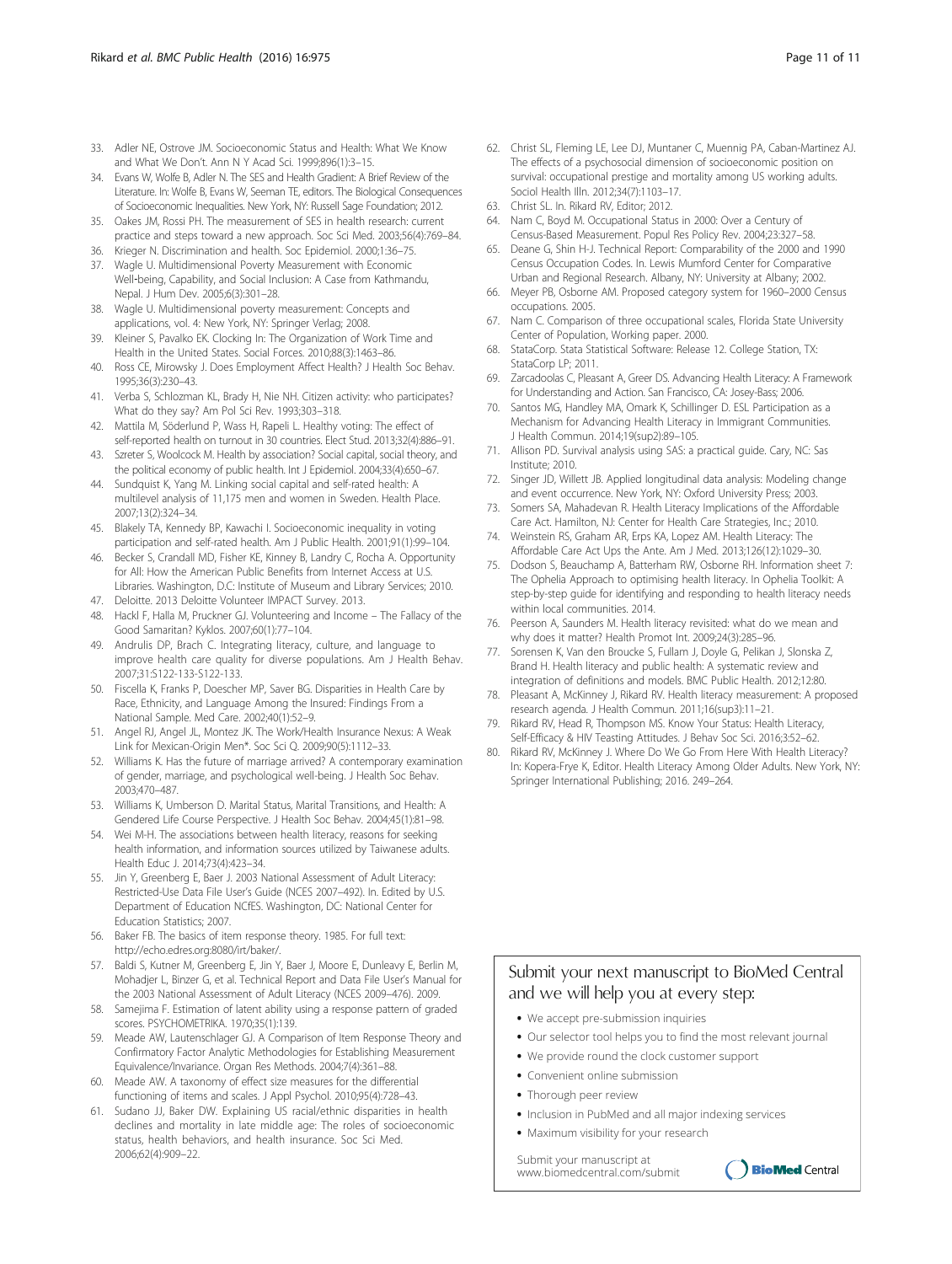33. Adler NE, Ostrove JM. Socioeconomic Status and Health: What We Know and What We Don't. Ann N Y Acad Sci. 1999;896(1):3–15.
34. Evans W, Wolfe B, Adler N. The SES and Health Gradient: A Brief Review of the Literature. In: Wolfe B, Evans W, Seeman TE, editors. The Biological Consequences of Socioeconomic Inequalities. New York, NY: Russell Sage Foundation; 2012.
35. Oakes JM, Rossi PH. The measurement of SES in health research: current practice and steps toward a new approach. Soc Sci Med. 2003;56(4):769–84.
36. Krieger N. Discrimination and health. Soc Epidemiol. 2000;1:36–75.
37. Wagle U. Multidimensional Poverty Measurement with Economic Well-being, Capability, and Social Inclusion: A Case from Kathmandu, Nepal. J Hum Dev. 2005;6(3):301–28.
38. Wagle U. Multidimensional poverty measurement: Concepts and applications, vol. 4: New York, NY: Springer Verlag; 2008.
39. Kleiner S, Pavalko EK. Clocking In: The Organization of Work Time and Health in the United States. Social Forces. 2010;88(3):1463–86.
40. Ross CE, Mirowsky J. Does Employment Affect Health? J Health Soc Behav. 1995;36(3):230–43.
41. Verba S, Schlozman KL, Brady H, Nie NH. Citizen activity: who participates? What do they say? Am Pol Sci Rev. 1993;303–318.
42. Mattila M, Söderlund P, Wass H, Rapeli L. Healthy voting: The effect of self-reported health on turnout in 30 countries. Elect Stud. 2013;32(4):886–91.
43. Szreter S, Woolcock M. Health by association? Social capital, social theory, and the political economy of public health. Int J Epidemiol. 2004;33(4):650–67.
44. Sundquist K, Yang M. Linking social capital and self-rated health: A multilevel analysis of 11,175 men and women in Sweden. Health Place. 2007;13(2):324–34.
45. Blakely TA, Kennedy BP, Kawachi I. Socioeconomic inequality in voting participation and self-rated health. Am J Public Health. 2001;91(1):99–104.
46. Becker S, Crandall MD, Fisher KE, Kinney B, Landry C, Rocha A. Opportunity for All: How the American Public Benefits from Internet Access at U.S. Libraries. Washington, D.C: Institute of Museum and Library Services; 2010.
47. Deloitte. 2013 Deloitte Volunteer IMPACT Survey. 2013.
48. Hackl F, Halla M, Pruckner GJ. Volunteering and Income – The Fallacy of the Good Samaritan? Kyklos. 2007;60(1):77–104.
49. Andrulis DP, Brach C. Integrating literacy, culture, and language to improve health care quality for diverse populations. Am J Health Behav. 2007;31:S122-133-S122-133.
50. Fiscella K, Franks P, Doescher MP, Saver BG. Disparities in Health Care by Race, Ethnicity, and Language Among the Insured: Findings From a National Sample. Med Care. 2002;40(1):52–9.
51. Angel RJ, Angel JL, Montez JK. The Work/Health Insurance Nexus: A Weak Link for Mexican-Origin Men*. Soc Sci Q. 2009;90(5):1112–33.
52. Williams K. Has the future of marriage arrived? A contemporary examination of gender, marriage, and psychological well-being. J Health Soc Behav. 2003;470–487.
53. Williams K, Umberson D. Marital Status, Marital Transitions, and Health: A Gendered Life Course Perspective. J Health Soc Behav. 2004;45(1):81–98.
54. Wei M-H. The associations between health literacy, reasons for seeking health information, and information sources utilized by Taiwanese adults. Health Educ J. 2014;73(4):423–34.
55. Jin Y, Greenberg E, Baer J. 2003 National Assessment of Adult Literacy: Restricted-Use Data File User's Guide (NCES 2007–492). In. Edited by U.S. Department of Education NCfES. Washington, DC: National Center for Education Statistics; 2007.
56. Baker FB. The basics of item response theory. 1985. For full text: http://echo.edres.org:8080/irt/baker/.
57. Baldi S, Kutner M, Greenberg E, Jin Y, Baer J, Moore E, Dunleavy E, Berlin M, Mohadjer L, Binzer G, et al. Technical Report and Data File User's Manual for the 2003 National Assessment of Adult Literacy (NCES 2009–476). 2009.
58. Samejima F. Estimation of latent ability using a response pattern of graded scores. PSYCHOMETRIKA. 1970;35(1):139.
59. Meade AW, Lautenschlager GJ. A Comparison of Item Response Theory and Confirmatory Factor Analytic Methodologies for Establishing Measurement Equivalence/Invariance. Organ Res Methods. 2004;7(4):361–88.
60. Meade AW. A taxonomy of effect size measures for the differential functioning of items and scales. J Appl Psychol. 2010;95(4):728–43.
61. Sudano JJ, Baker DW. Explaining US racial/ethnic disparities in health declines and mortality in late middle age: The roles of socioeconomic status, health behaviors, and health insurance. Soc Sci Med. 2006;62(4):909–22.
62. Christ SL, Fleming LE, Lee DJ, Muntaner C, Muennig PA, Caban-Martinez AJ. The effects of a psychosocial dimension of socioeconomic position on survival: occupational prestige and mortality among US working adults. Sociol Health Illn. 2012;34(7):1103–17.
63. Christ SL. In. Rikard RV, Editor; 2012.
64. Nam C, Boyd M. Occupational Status in 2000: Over a Century of Census-Based Measurement. Popul Res Policy Rev. 2004;23:327–58.
65. Deane G, Shin H-J. Technical Report: Comparability of the 2000 and 1990 Census Occupation Codes. In. Lewis Mumford Center for Comparative Urban and Regional Research. Albany, NY: University at Albany; 2002.
66. Meyer PB, Osborne AM. Proposed category system for 1960–2000 Census occupations. 2005.
67. Nam C. Comparison of three occupational scales, Florida State University Center of Population, Working paper. 2000.
68. StataCorp. Stata Statistical Software: Release 12. College Station, TX: StataCorp LP; 2011.
69. Zarcadoolas C, Pleasant A, Greer DS. Advancing Health Literacy: A Framework for Understanding and Action. San Francisco, CA: Josey-Bass; 2006.
70. Santos MG, Handley MA, Omark K, Schillinger D. ESL Participation as a Mechanism for Advancing Health Literacy in Immigrant Communities. J Health Commun. 2014;19(sup2):89–105.
71. Allison PD. Survival analysis using SAS: a practical guide. Cary, NC: Sas Institute; 2010.
72. Singer JD, Willett JB. Applied longitudinal data analysis: Modeling change and event occurrence. New York, NY: Oxford University Press; 2003.
73. Somers SA, Mahadevan R. Health Literacy Implications of the Affordable Care Act. Hamilton, NJ: Center for Health Care Strategies, Inc.; 2010.
74. Weinstein RS, Graham AR, Erps KA, Lopez AM. Health Literacy: The Affordable Care Act Ups the Ante. Am J Med. 2013;126(12):1029–30.
75. Dodson S, Beauchamp A, Batterham RW, Osborne RH. Information sheet 7: The Ophelia Approach to optimising health literacy. In Ophelia Toolkit: A step-by-step guide for identifying and responding to health literacy needs within local communities. 2014.
76. Peerson A, Saunders M. Health literacy revisited: what do we mean and why does it matter? Health Promot Int. 2009;24(3):285–96.
77. Sorensen K, Van den Broucke S, Fullam J, Doyle G, Pelikan J, Slonska Z, Brand H. Health literacy and public health: A systematic review and integration of definitions and models. BMC Public Health. 2012;12:80.
78. Pleasant A, McKinney J, Rikard RV. Health literacy measurement: A proposed research agenda. J Health Commun. 2011;16(sup3):11–21.
79. Rikard RV, Head R, Thompson MS. Know Your Status: Health Literacy, Self-Efficacy & HIV Teasting Attitudes. J Behav Soc Sci. 2016;3:52–62.
80. Rikard RV, McKinney J. Where Do We Go From Here With Health Literacy? In: Kopera-Frye K, Editor. Health Literacy Among Older Adults. New York, NY: Springer International Publishing; 2016. 249–264.

Submit your next manuscript to BioMed Central and we will help you at every step:

- We accept pre-submission inquiries
- Our selector tool helps you to find the most relevant journal
- We provide round the clock customer support
- Convenient online submission
- Thorough peer review
- Inclusion in PubMed and all major indexing services
- Maximum visibility for your research

Submit your manuscript at www.biomedcentral.com/submit

BioMed Central